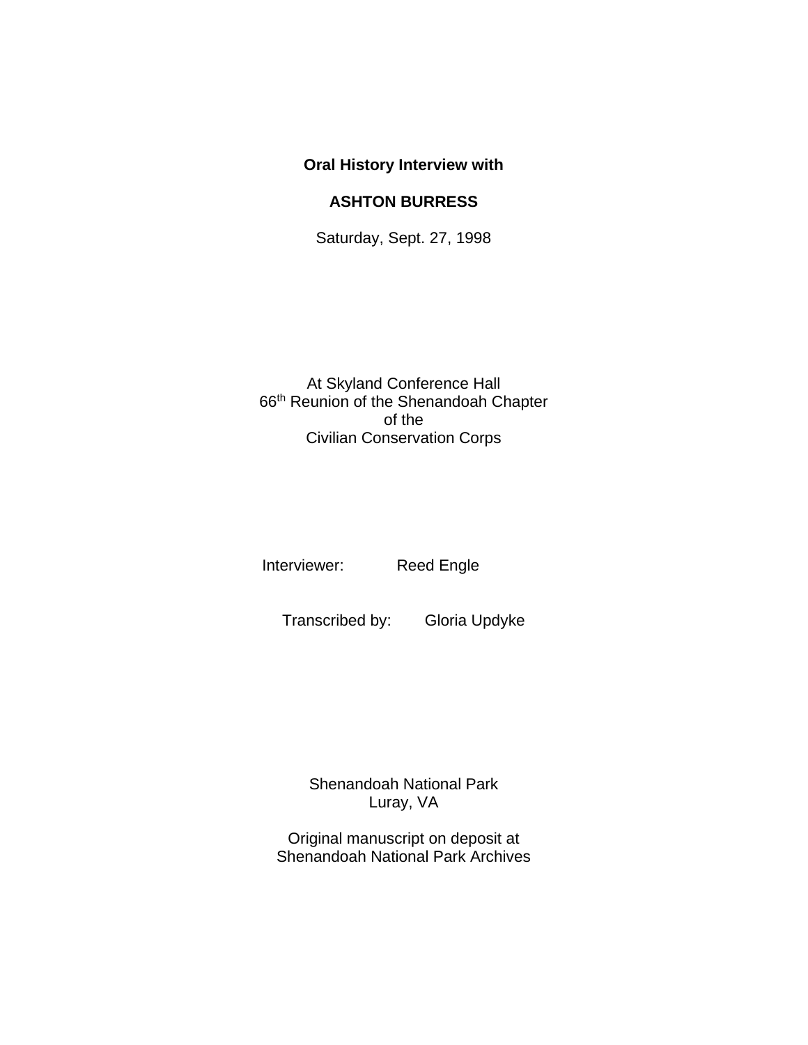**Oral History Interview with**

**ASHTON BURRESS**

Saturday, Sept. 27, 1998

At Skyland Conference Hall
66th Reunion of the Shenandoah Chapter
of the
Civilian Conservation Corps

Interviewer: Reed Engle

Transcribed by: Gloria Updyke

Shenandoah National Park
Luray, VA

Original manuscript on deposit at
Shenandoah National Park Archives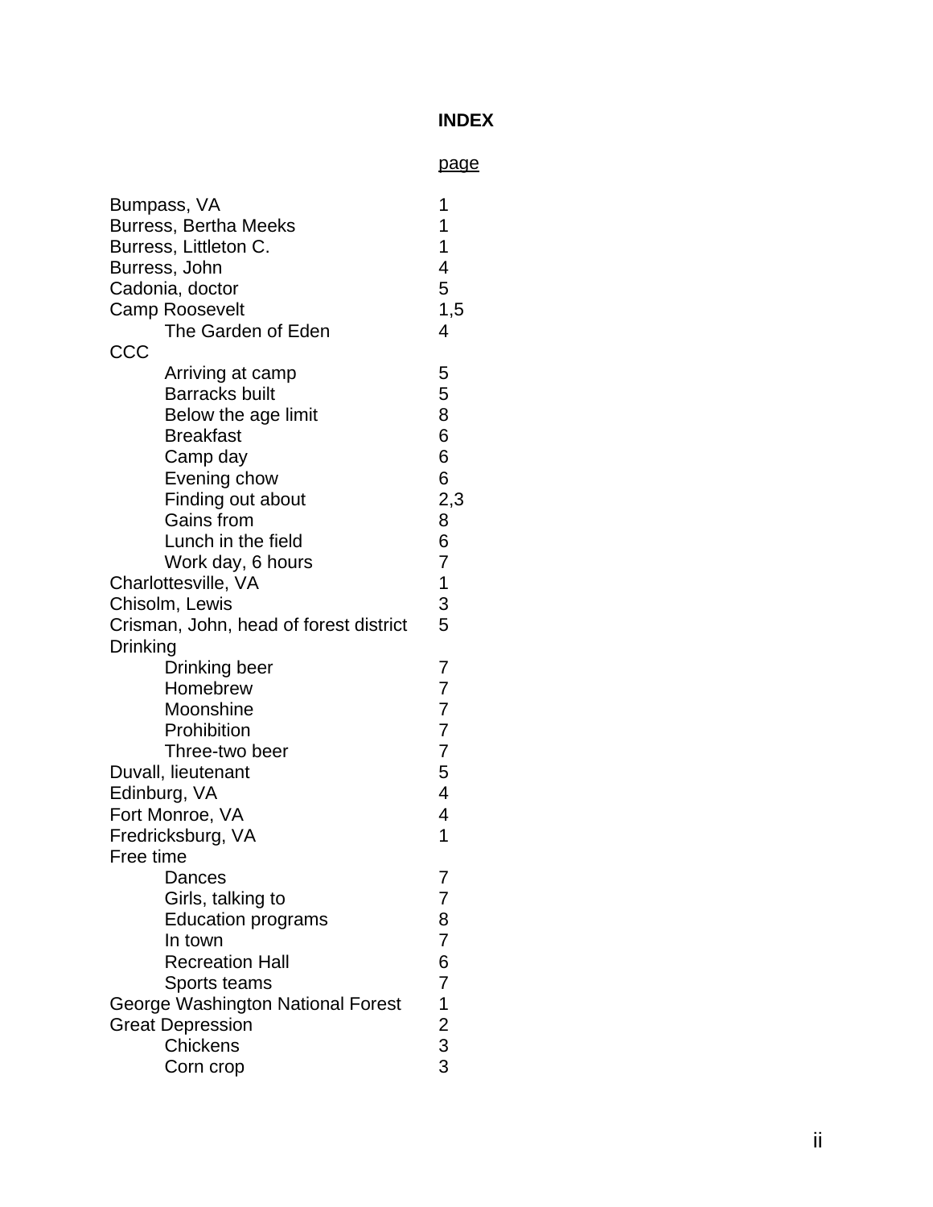**INDEX**

| | page |
|---|---|
| Bumpass, VA | 1 |
| Burress, Bertha Meeks | 1 |
| Burress, Littleton C. | 1 |
| Burress, John | 4 |
| Cadonia, doctor | 5 |
| Camp Roosevelt | 1,5 |
|     The Garden of Eden | 4 |
| CCC | |
|     Arriving at camp | 5 |
|     Barracks built | 5 |
|     Below the age limit | 8 |
|     Breakfast | 6 |
|     Camp day | 6 |
|     Evening chow | 6 |
|     Finding out about | 2,3 |
|     Gains from | 8 |
|     Lunch in the field | 6 |
|     Work day, 6 hours | 7 |
| Charlottesville, VA | 1 |
| Chisolm, Lewis | 3 |
| Crisman, John, head of forest district | 5 |
| Drinking | |
|     Drinking beer | 7 |
|     Homebrew | 7 |
|     Moonshine | 7 |
|     Prohibition | 7 |
|     Three-two beer | 7 |
| Duvall, lieutenant | 5 |
| Edinburg, VA | 4 |
| Fort Monroe, VA | 4 |
| Fredricksburg, VA | 1 |
| Free time | |
|     Dances | 7 |
|     Girls, talking to | 7 |
|     Education programs | 8 |
|     In town | 7 |
|     Recreation Hall | 6 |
|     Sports teams | 7 |
| George Washington National Forest | 1 |
| Great Depression | 2 |
|     Chickens | 3 |
|     Corn crop | 3 |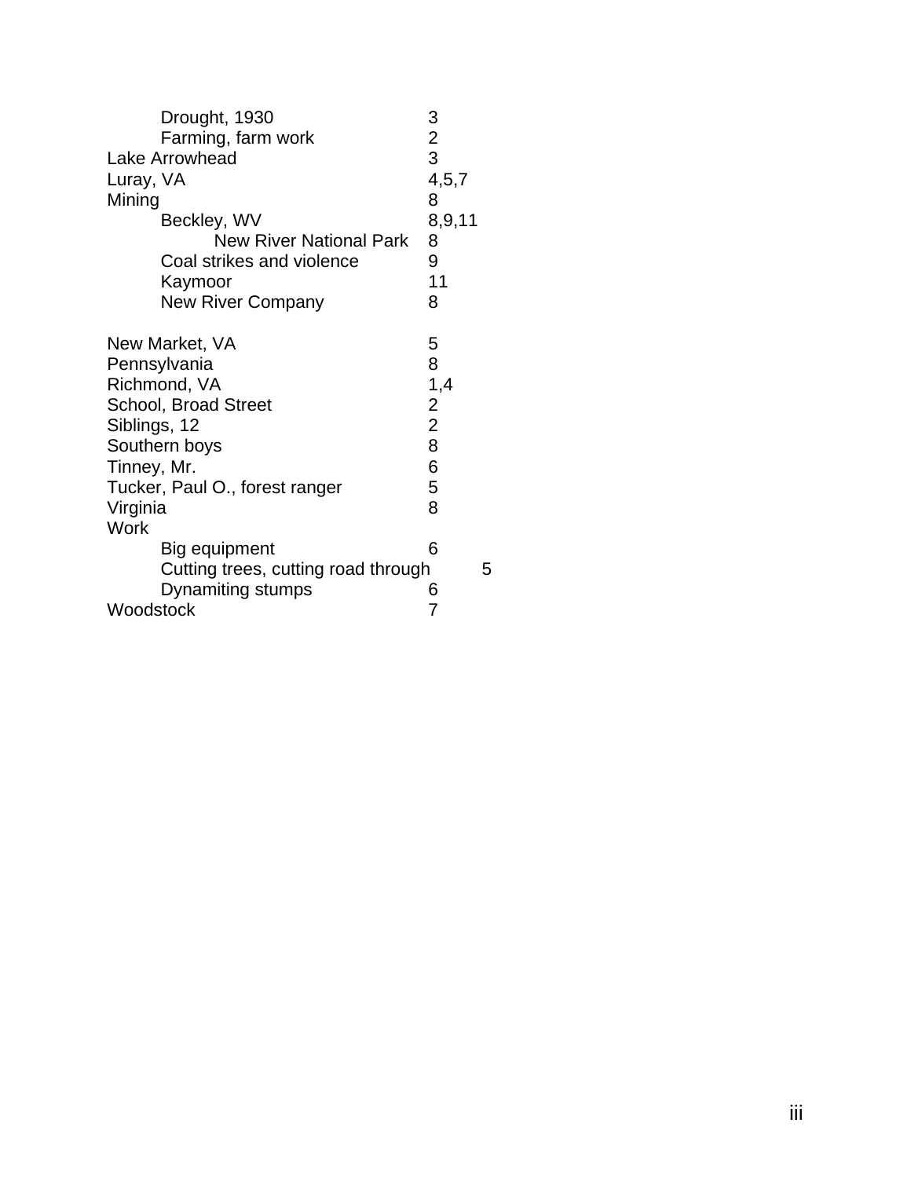- Drought, 1930 — 3
- Farming, farm work — 2

Lake Arrowhead — 3
Luray, VA — 4,5,7
Mining — 8
- Beckley, WV — 8,9,11
  - New River National Park — 8
- Coal strikes and violence — 9
- Kaymoor — 11
- New River Company — 8

New Market, VA — 5
Pennsylvania — 8
Richmond, VA — 1,4
School, Broad Street — 2
Siblings, 12 — 2
Southern boys — 8
Tinney, Mr. — 6
Tucker, Paul O., forest ranger — 5
Virginia — 8
Work
- Big equipment — 6
- Cutting trees, cutting road through — 5
- Dynamiting stumps — 6

Woodstock — 7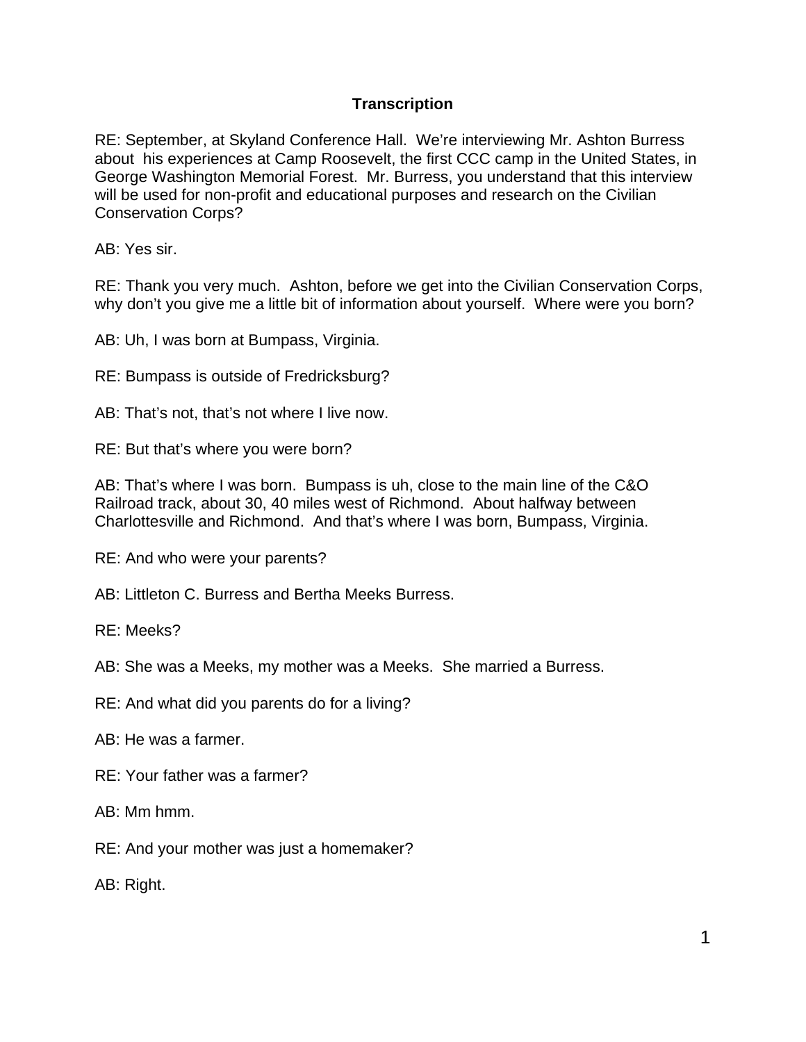**Transcription**

RE: September, at Skyland Conference Hall. We're interviewing Mr. Ashton Burress about his experiences at Camp Roosevelt, the first CCC camp in the United States, in George Washington Memorial Forest. Mr. Burress, you understand that this interview will be used for non-profit and educational purposes and research on the Civilian Conservation Corps?

AB: Yes sir.

RE: Thank you very much. Ashton, before we get into the Civilian Conservation Corps, why don't you give me a little bit of information about yourself. Where were you born?

AB: Uh, I was born at Bumpass, Virginia.

RE: Bumpass is outside of Fredricksburg?

AB: That's not, that's not where I live now.

RE: But that's where you were born?

AB: That's where I was born. Bumpass is uh, close to the main line of the C&O Railroad track, about 30, 40 miles west of Richmond. About halfway between Charlottesville and Richmond. And that's where I was born, Bumpass, Virginia.

RE: And who were your parents?

AB: Littleton C. Burress and Bertha Meeks Burress.

RE: Meeks?

AB: She was a Meeks, my mother was a Meeks. She married a Burress.

RE: And what did you parents do for a living?

AB: He was a farmer.

RE: Your father was a farmer?

AB: Mm hmm.

RE: And your mother was just a homemaker?

AB: Right.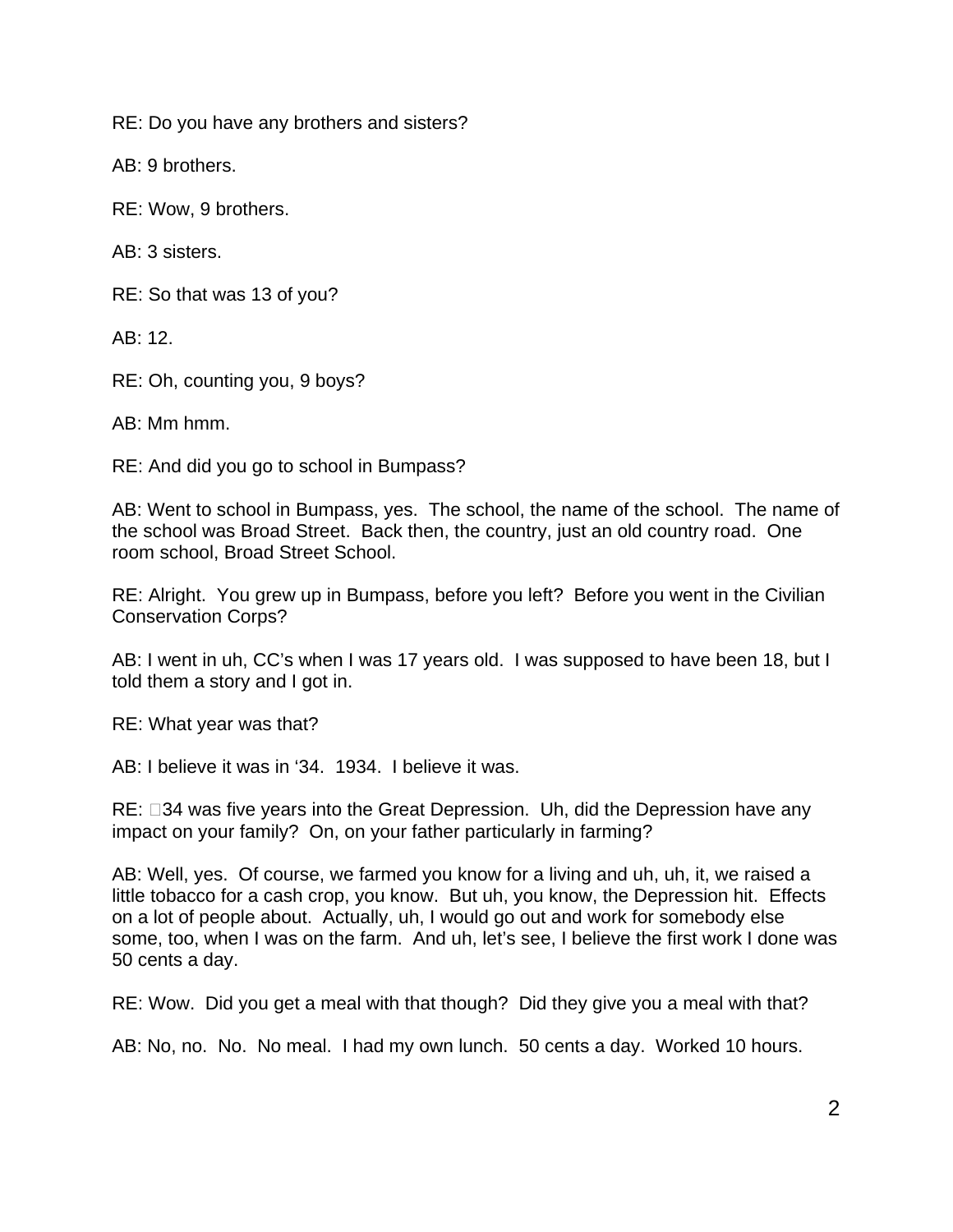RE: Do you have any brothers and sisters?

AB: 9 brothers.

RE: Wow, 9 brothers.

AB: 3 sisters.

RE: So that was 13 of you?

AB: 12.

RE: Oh, counting you, 9 boys?

AB: Mm hmm.

RE: And did you go to school in Bumpass?

AB: Went to school in Bumpass, yes. The school, the name of the school. The name of the school was Broad Street. Back then, the country, just an old country road. One room school, Broad Street School.

RE: Alright. You grew up in Bumpass, before you left? Before you went in the Civilian Conservation Corps?

AB: I went in uh, CC's when I was 17 years old. I was supposed to have been 18, but I told them a story and I got in.

RE: What year was that?

AB: I believe it was in '34. 1934. I believe it was.

RE: 34 was five years into the Great Depression. Uh, did the Depression have any impact on your family? On, on your father particularly in farming?

AB: Well, yes. Of course, we farmed you know for a living and uh, uh, it, we raised a little tobacco for a cash crop, you know. But uh, you know, the Depression hit. Effects on a lot of people about. Actually, uh, I would go out and work for somebody else some, too, when I was on the farm. And uh, let's see, I believe the first work I done was 50 cents a day.

RE: Wow. Did you get a meal with that though? Did they give you a meal with that?

AB: No, no. No. No meal. I had my own lunch. 50 cents a day. Worked 10 hours.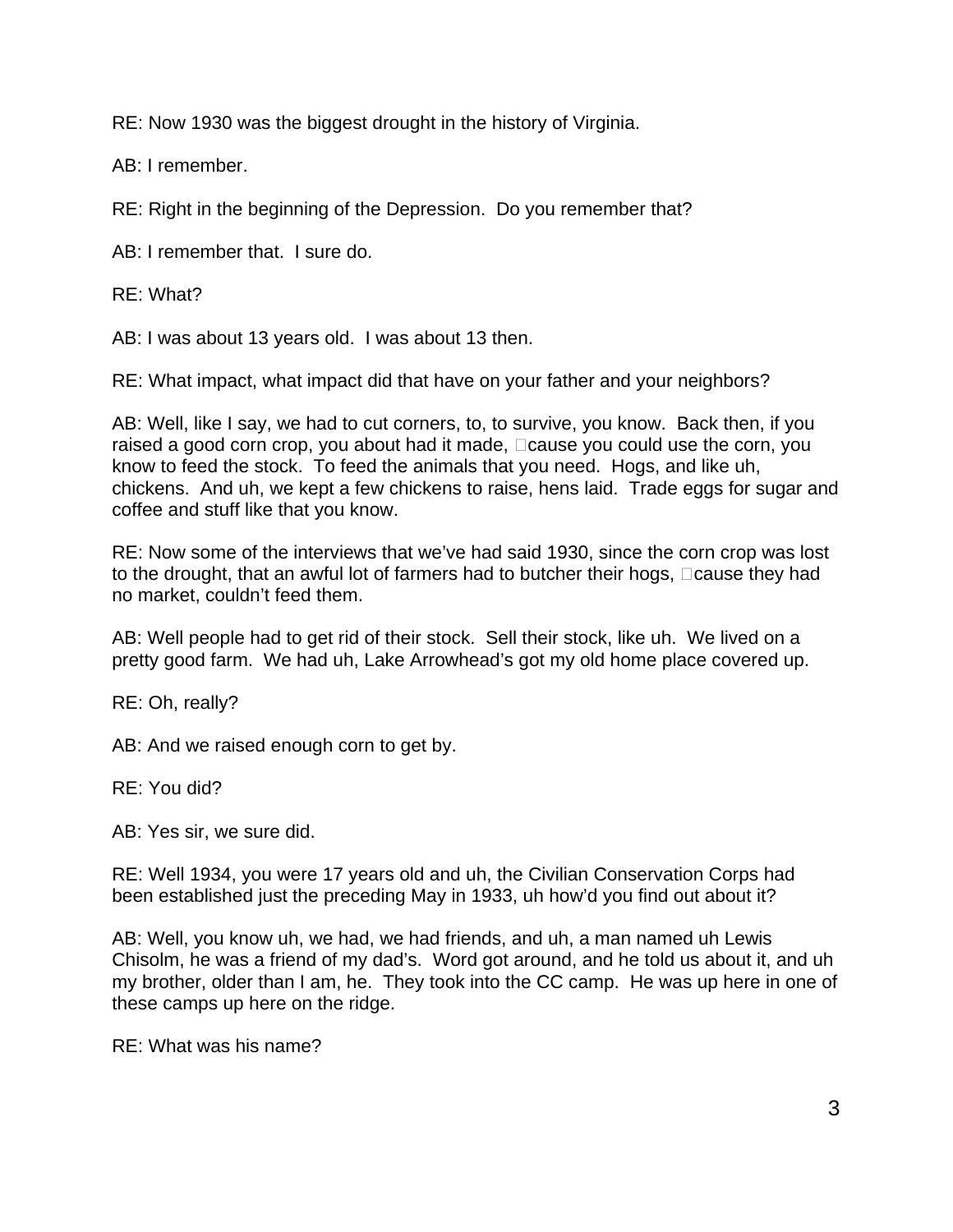RE: Now 1930 was the biggest drought in the history of Virginia.

AB: I remember.

RE: Right in the beginning of the Depression. Do you remember that?

AB: I remember that. I sure do.

RE: What?

AB: I was about 13 years old. I was about 13 then.

RE: What impact, what impact did that have on your father and your neighbors?

AB: Well, like I say, we had to cut corners, to, to survive, you know. Back then, if you raised a good corn crop, you about had it made, 'cause you could use the corn, you know to feed the stock. To feed the animals that you need. Hogs, and like uh, chickens. And uh, we kept a few chickens to raise, hens laid. Trade eggs for sugar and coffee and stuff like that you know.

RE: Now some of the interviews that we've had said 1930, since the corn crop was lost to the drought, that an awful lot of farmers had to butcher their hogs, 'cause they had no market, couldn't feed them.

AB: Well people had to get rid of their stock. Sell their stock, like uh. We lived on a pretty good farm. We had uh, Lake Arrowhead's got my old home place covered up.

RE: Oh, really?

AB: And we raised enough corn to get by.

RE: You did?

AB: Yes sir, we sure did.

RE: Well 1934, you were 17 years old and uh, the Civilian Conservation Corps had been established just the preceding May in 1933, uh how'd you find out about it?

AB: Well, you know uh, we had, we had friends, and uh, a man named uh Lewis Chisolm, he was a friend of my dad's. Word got around, and he told us about it, and uh my brother, older than I am, he. They took into the CC camp. He was up here in one of these camps up here on the ridge.

RE: What was his name?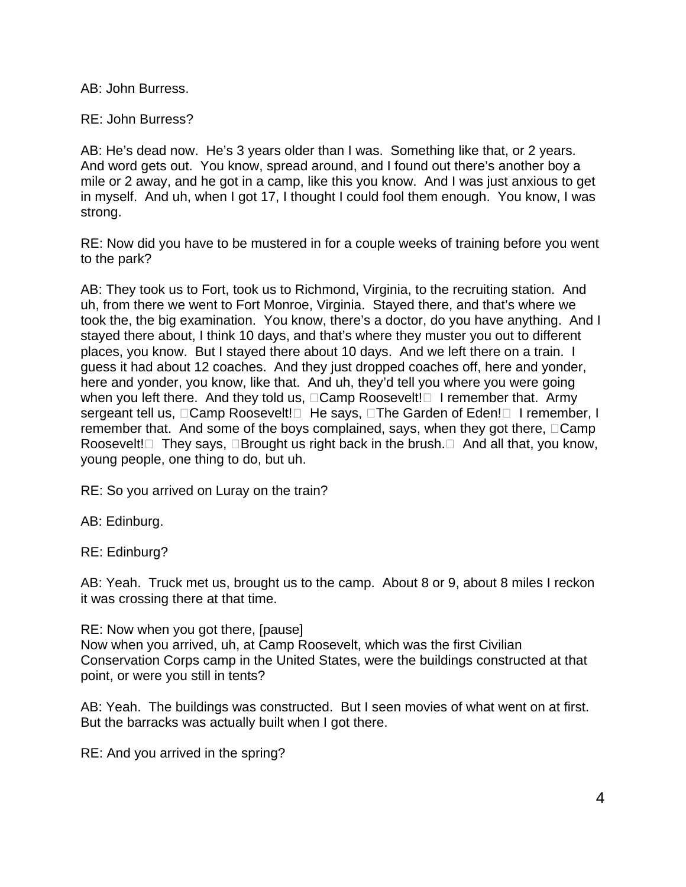AB: John Burress.

RE: John Burress?

AB: He's dead now. He's 3 years older than I was. Something like that, or 2 years. And word gets out. You know, spread around, and I found out there's another boy a mile or 2 away, and he got in a camp, like this you know. And I was just anxious to get in myself. And uh, when I got 17, I thought I could fool them enough. You know, I was strong.

RE: Now did you have to be mustered in for a couple weeks of training before you went to the park?

AB: They took us to Fort, took us to Richmond, Virginia, to the recruiting station. And uh, from there we went to Fort Monroe, Virginia. Stayed there, and that's where we took the, the big examination. You know, there's a doctor, do you have anything. And I stayed there about, I think 10 days, and that's where they muster you out to different places, you know. But I stayed there about 10 days. And we left there on a train. I guess it had about 12 coaches. And they just dropped coaches off, here and yonder, here and yonder, you know, like that. And uh, they'd tell you where you were going when you left there. And they told us, "Camp Roosevelt!" I remember that. Army sergeant tell us, "Camp Roosevelt!" He says, "The Garden of Eden!" I remember, I remember that. And some of the boys complained, says, when they got there, "Camp Roosevelt!" They says, "Brought us right back in the brush." And all that, you know, young people, one thing to do, but uh.

RE: So you arrived on Luray on the train?

AB: Edinburg.

RE: Edinburg?

AB: Yeah. Truck met us, brought us to the camp. About 8 or 9, about 8 miles I reckon it was crossing there at that time.

RE: Now when you got there, [pause]
Now when you arrived, uh, at Camp Roosevelt, which was the first Civilian Conservation Corps camp in the United States, were the buildings constructed at that point, or were you still in tents?

AB: Yeah. The buildings was constructed. But I seen movies of what went on at first. But the barracks was actually built when I got there.

RE: And you arrived in the spring?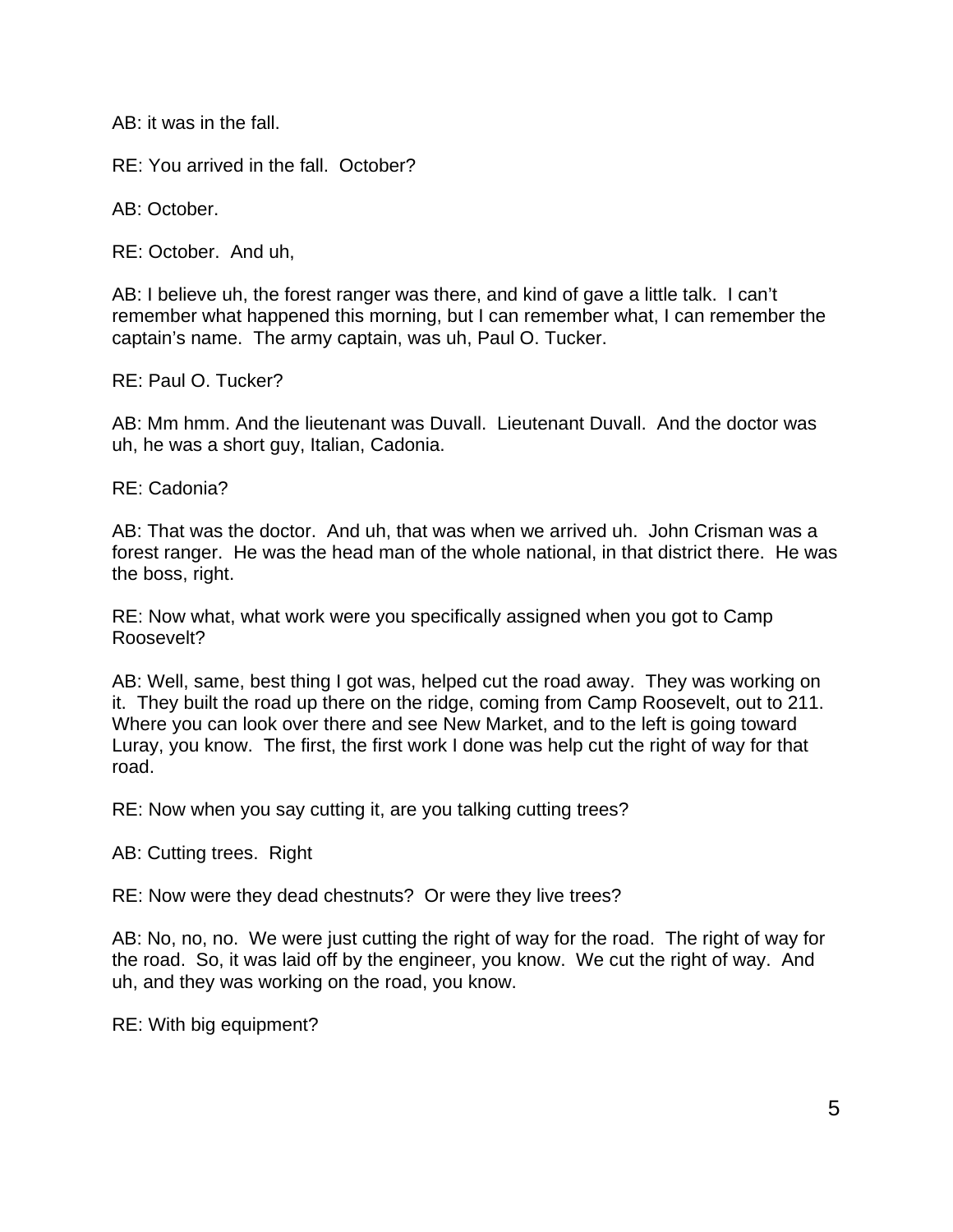AB: it was in the fall.

RE: You arrived in the fall. October?

AB: October.

RE: October. And uh,

AB: I believe uh, the forest ranger was there, and kind of gave a little talk. I can't remember what happened this morning, but I can remember what, I can remember the captain's name. The army captain, was uh, Paul O. Tucker.

RE: Paul O. Tucker?

AB: Mm hmm. And the lieutenant was Duvall. Lieutenant Duvall. And the doctor was uh, he was a short guy, Italian, Cadonia.

RE: Cadonia?

AB: That was the doctor. And uh, that was when we arrived uh. John Crisman was a forest ranger. He was the head man of the whole national, in that district there. He was the boss, right.

RE: Now what, what work were you specifically assigned when you got to Camp Roosevelt?

AB: Well, same, best thing I got was, helped cut the road away. They was working on it. They built the road up there on the ridge, coming from Camp Roosevelt, out to 211. Where you can look over there and see New Market, and to the left is going toward Luray, you know. The first, the first work I done was help cut the right of way for that road.

RE: Now when you say cutting it, are you talking cutting trees?

AB: Cutting trees. Right

RE: Now were they dead chestnuts? Or were they live trees?

AB: No, no, no. We were just cutting the right of way for the road. The right of way for the road. So, it was laid off by the engineer, you know. We cut the right of way. And uh, and they was working on the road, you know.

RE: With big equipment?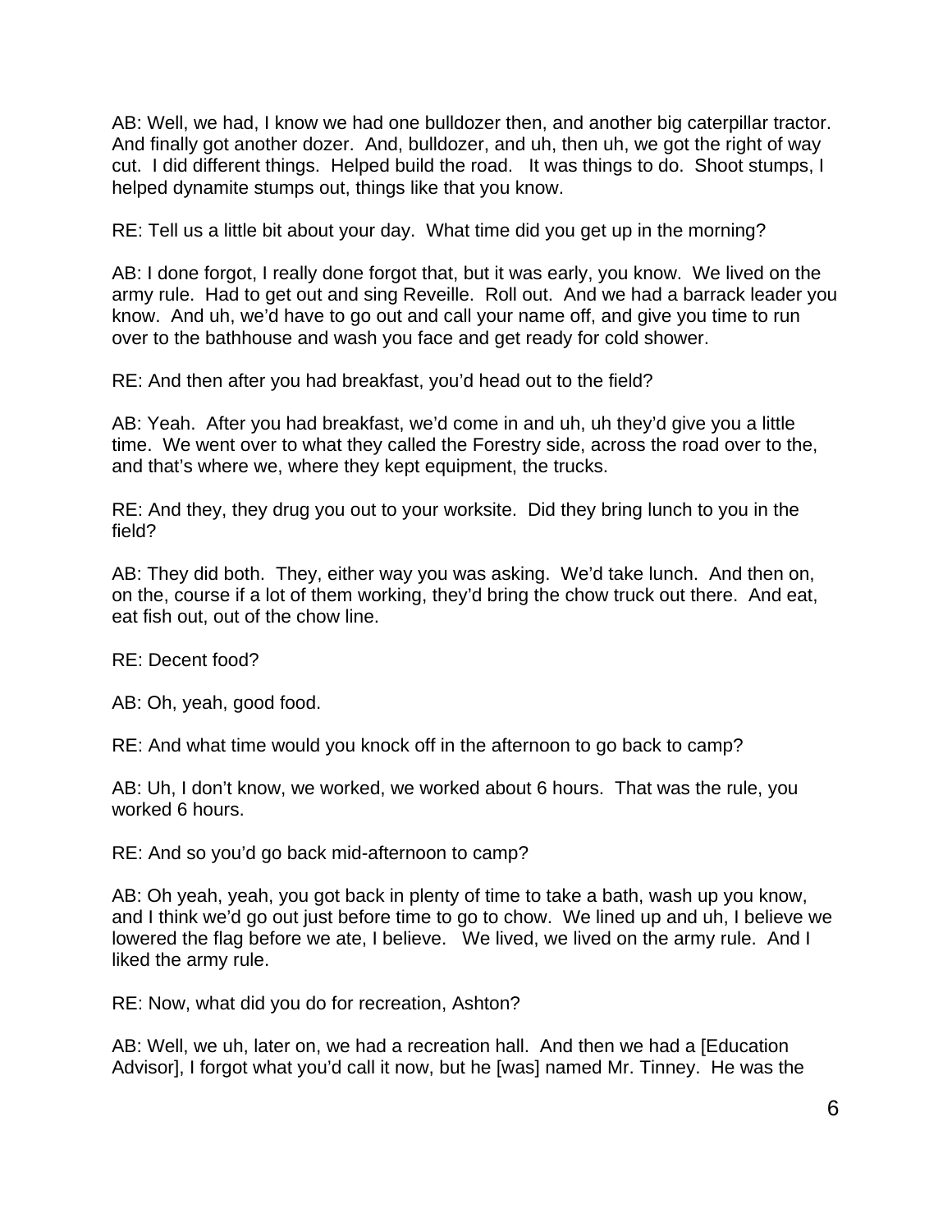AB: Well, we had, I know we had one bulldozer then, and another big caterpillar tractor. And finally got another dozer. And, bulldozer, and uh, then uh, we got the right of way cut. I did different things. Helped build the road. It was things to do. Shoot stumps, I helped dynamite stumps out, things like that you know.

RE: Tell us a little bit about your day. What time did you get up in the morning?

AB: I done forgot, I really done forgot that, but it was early, you know. We lived on the army rule. Had to get out and sing Reveille. Roll out. And we had a barrack leader you know. And uh, we'd have to go out and call your name off, and give you time to run over to the bathhouse and wash you face and get ready for cold shower.

RE: And then after you had breakfast, you'd head out to the field?

AB: Yeah. After you had breakfast, we'd come in and uh, uh they'd give you a little time. We went over to what they called the Forestry side, across the road over to the, and that's where we, where they kept equipment, the trucks.

RE: And they, they drug you out to your worksite. Did they bring lunch to you in the field?

AB: They did both. They, either way you was asking. We'd take lunch. And then on, on the, course if a lot of them working, they'd bring the chow truck out there. And eat, eat fish out, out of the chow line.

RE: Decent food?

AB: Oh, yeah, good food.

RE: And what time would you knock off in the afternoon to go back to camp?

AB: Uh, I don't know, we worked, we worked about 6 hours. That was the rule, you worked 6 hours.

RE: And so you'd go back mid-afternoon to camp?

AB: Oh yeah, yeah, you got back in plenty of time to take a bath, wash up you know, and I think we'd go out just before time to go to chow. We lined up and uh, I believe we lowered the flag before we ate, I believe. We lived, we lived on the army rule. And I liked the army rule.

RE: Now, what did you do for recreation, Ashton?

AB: Well, we uh, later on, we had a recreation hall. And then we had a [Education Advisor], I forgot what you'd call it now, but he [was] named Mr. Tinney. He was the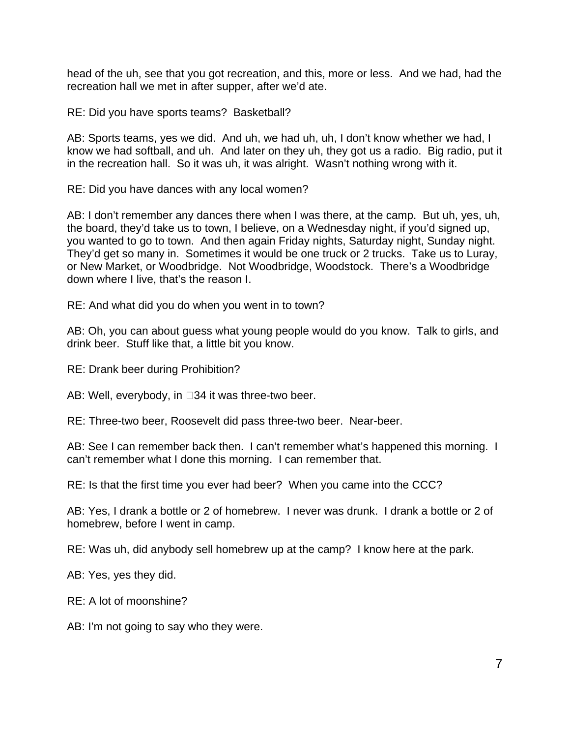head of the uh, see that you got recreation, and this, more or less. And we had, had the recreation hall we met in after supper, after we'd ate.

RE: Did you have sports teams? Basketball?

AB: Sports teams, yes we did. And uh, we had uh, uh, I don't know whether we had, I know we had softball, and uh. And later on they uh, they got us a radio. Big radio, put it in the recreation hall. So it was uh, it was alright. Wasn't nothing wrong with it.

RE: Did you have dances with any local women?

AB: I don't remember any dances there when I was there, at the camp. But uh, yes, uh, the board, they'd take us to town, I believe, on a Wednesday night, if you'd signed up, you wanted to go to town. And then again Friday nights, Saturday night, Sunday night. They'd get so many in. Sometimes it would be one truck or 2 trucks. Take us to Luray, or New Market, or Woodbridge. Not Woodbridge, Woodstock. There's a Woodbridge down where I live, that's the reason I.

RE: And what did you do when you went in to town?

AB: Oh, you can about guess what young people would do you know. Talk to girls, and drink beer. Stuff like that, a little bit you know.

RE: Drank beer during Prohibition?

AB: Well, everybody, in '34 it was three-two beer.

RE: Three-two beer, Roosevelt did pass three-two beer. Near-beer.

AB: See I can remember back then. I can't remember what's happened this morning. I can't remember what I done this morning. I can remember that.

RE: Is that the first time you ever had beer? When you came into the CCC?

AB: Yes, I drank a bottle or 2 of homebrew. I never was drunk. I drank a bottle or 2 of homebrew, before I went in camp.

RE: Was uh, did anybody sell homebrew up at the camp? I know here at the park.

AB: Yes, yes they did.

RE: A lot of moonshine?

AB: I'm not going to say who they were.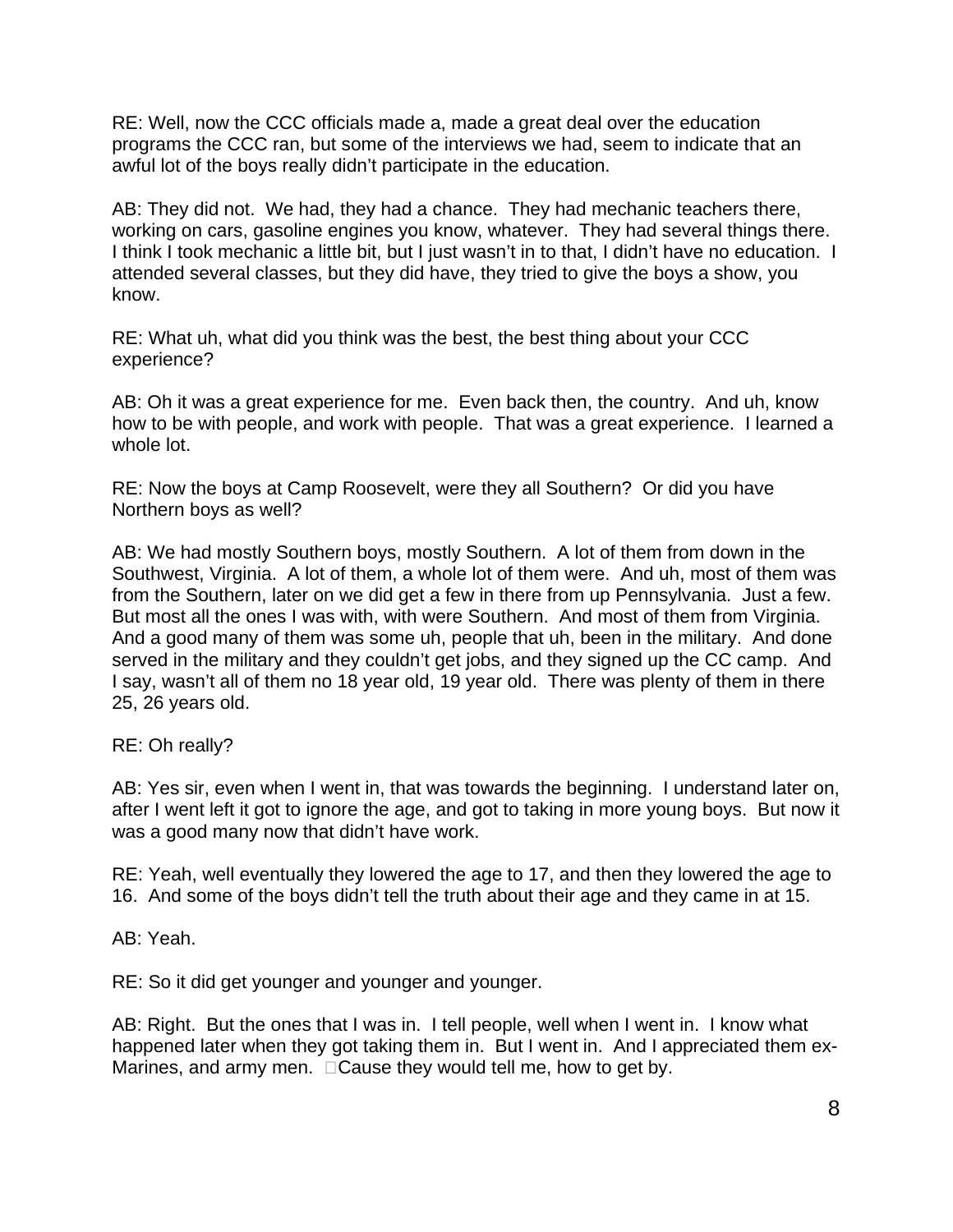RE: Well, now the CCC officials made a, made a great deal over the education programs the CCC ran, but some of the interviews we had, seem to indicate that an awful lot of the boys really didn't participate in the education.

AB: They did not. We had, they had a chance. They had mechanic teachers there, working on cars, gasoline engines you know, whatever. They had several things there. I think I took mechanic a little bit, but I just wasn't in to that, I didn't have no education. I attended several classes, but they did have, they tried to give the boys a show, you know.

RE: What uh, what did you think was the best, the best thing about your CCC experience?

AB: Oh it was a great experience for me. Even back then, the country. And uh, know how to be with people, and work with people. That was a great experience. I learned a whole lot.

RE: Now the boys at Camp Roosevelt, were they all Southern? Or did you have Northern boys as well?

AB: We had mostly Southern boys, mostly Southern. A lot of them from down in the Southwest, Virginia. A lot of them, a whole lot of them were. And uh, most of them was from the Southern, later on we did get a few in there from up Pennsylvania. Just a few. But most all the ones I was with, with were Southern. And most of them from Virginia. And a good many of them was some uh, people that uh, been in the military. And done served in the military and they couldn't get jobs, and they signed up the CC camp. And I say, wasn't all of them no 18 year old, 19 year old. There was plenty of them in there 25, 26 years old.

RE: Oh really?

AB: Yes sir, even when I went in, that was towards the beginning. I understand later on, after I went left it got to ignore the age, and got to taking in more young boys. But now it was a good many now that didn't have work.

RE: Yeah, well eventually they lowered the age to 17, and then they lowered the age to 16. And some of the boys didn't tell the truth about their age and they came in at 15.

AB: Yeah.

RE: So it did get younger and younger and younger.

AB: Right. But the ones that I was in. I tell people, well when I went in. I know what happened later when they got taking them in. But I went in. And I appreciated them ex-Marines, and army men. 'Cause they would tell me, how to get by.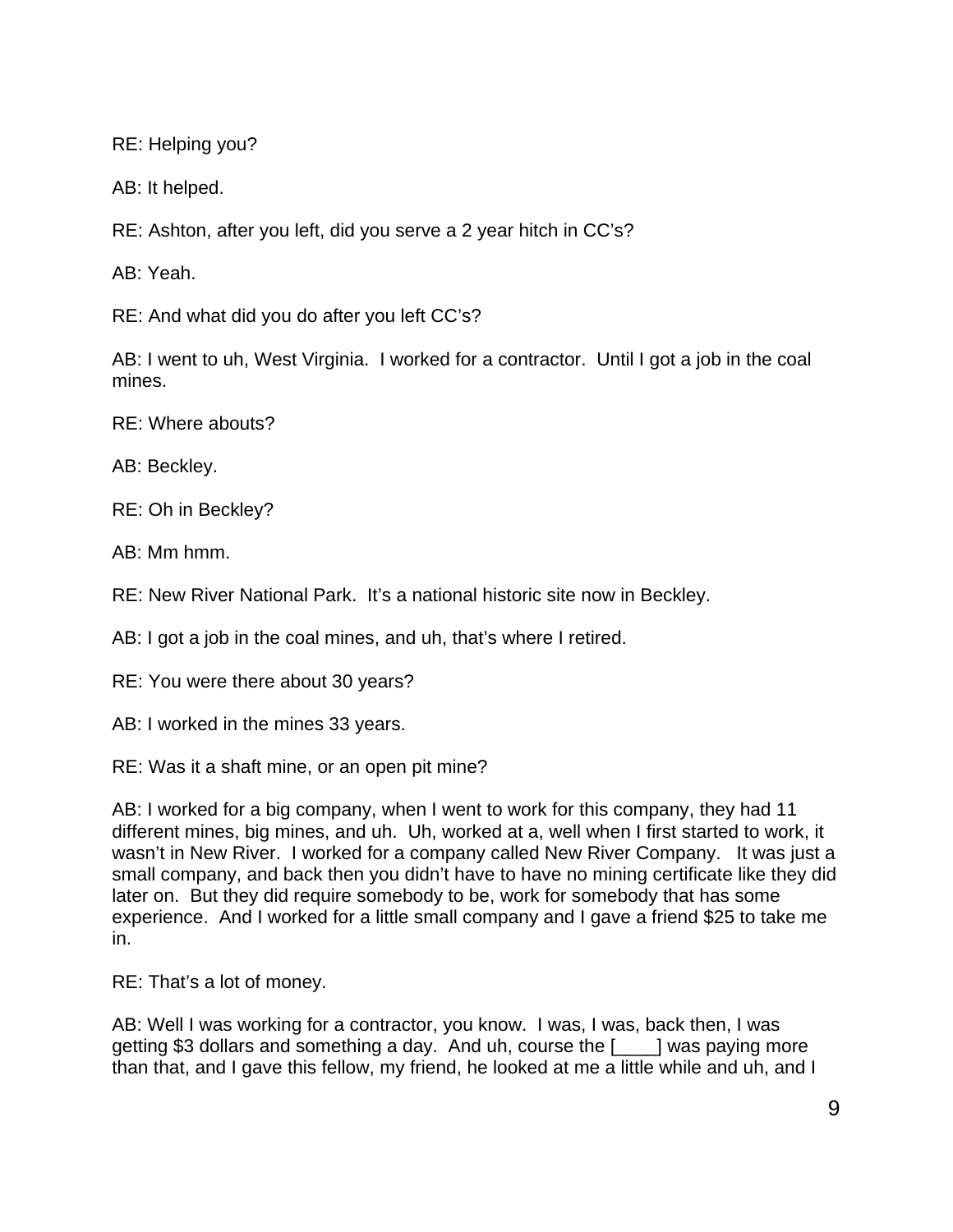RE: Helping you?

AB: It helped.

RE: Ashton, after you left, did you serve a 2 year hitch in CC's?

AB: Yeah.

RE: And what did you do after you left CC's?

AB: I went to uh, West Virginia. I worked for a contractor. Until I got a job in the coal mines.

RE: Where abouts?

AB: Beckley.

RE: Oh in Beckley?

AB: Mm hmm.

RE: New River National Park. It's a national historic site now in Beckley.

AB: I got a job in the coal mines, and uh, that's where I retired.

RE: You were there about 30 years?

AB: I worked in the mines 33 years.

RE: Was it a shaft mine, or an open pit mine?

AB: I worked for a big company, when I went to work for this company, they had 11 different mines, big mines, and uh. Uh, worked at a, well when I first started to work, it wasn't in New River. I worked for a company called New River Company. It was just a small company, and back then you didn't have to have no mining certificate like they did later on. But they did require somebody to be, work for somebody that has some experience. And I worked for a little small company and I gave a friend $25 to take me in.

RE: That's a lot of money.

AB: Well I was working for a contractor, you know. I was, I was, back then, I was getting $3 dollars and something a day. And uh, course the [____] was paying more than that, and I gave this fellow, my friend, he looked at me a little while and uh, and I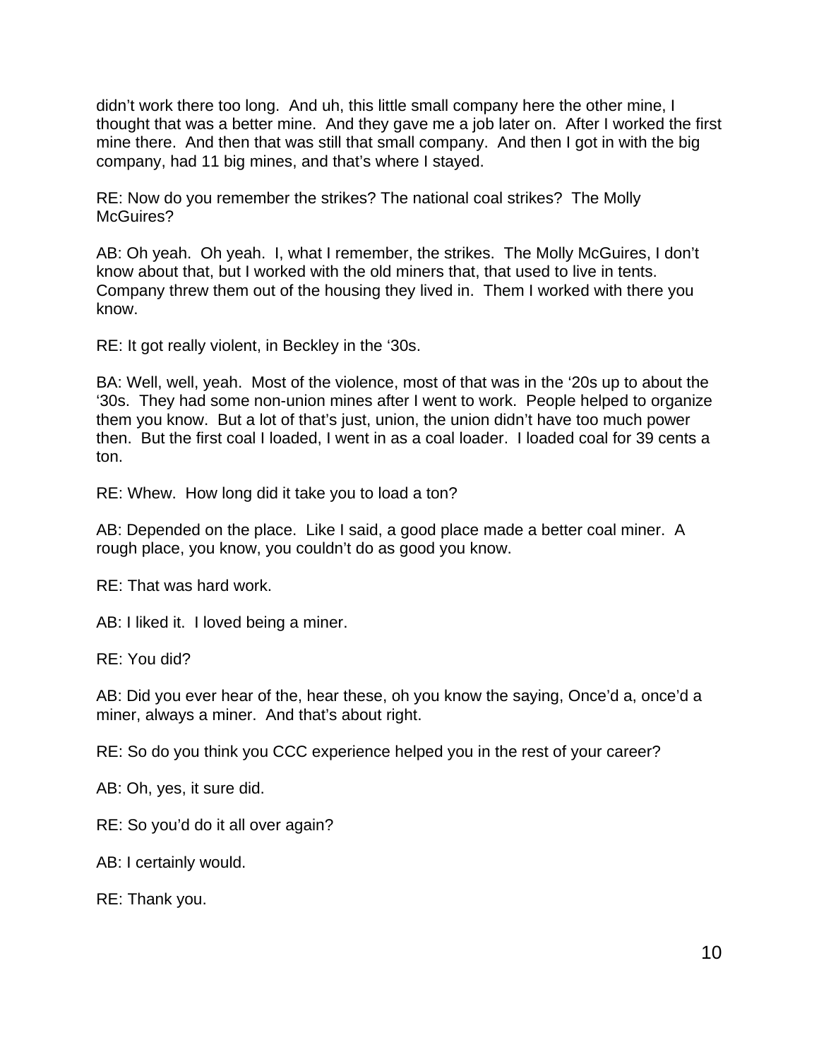didn't work there too long. And uh, this little small company here the other mine, I thought that was a better mine. And they gave me a job later on. After I worked the first mine there. And then that was still that small company. And then I got in with the big company, had 11 big mines, and that's where I stayed.

RE: Now do you remember the strikes? The national coal strikes? The Molly McGuires?

AB: Oh yeah. Oh yeah. I, what I remember, the strikes. The Molly McGuires, I don't know about that, but I worked with the old miners that, that used to live in tents. Company threw them out of the housing they lived in. Them I worked with there you know.

RE: It got really violent, in Beckley in the '30s.

BA: Well, well, yeah. Most of the violence, most of that was in the '20s up to about the '30s. They had some non-union mines after I went to work. People helped to organize them you know. But a lot of that's just, union, the union didn't have too much power then. But the first coal I loaded, I went in as a coal loader. I loaded coal for 39 cents a ton.

RE: Whew. How long did it take you to load a ton?

AB: Depended on the place. Like I said, a good place made a better coal miner. A rough place, you know, you couldn't do as good you know.

RE: That was hard work.

AB: I liked it. I loved being a miner.

RE: You did?

AB: Did you ever hear of the, hear these, oh you know the saying, Once'd a, once'd a miner, always a miner. And that's about right.

RE: So do you think you CCC experience helped you in the rest of your career?

AB: Oh, yes, it sure did.

RE: So you'd do it all over again?

AB: I certainly would.

RE: Thank you.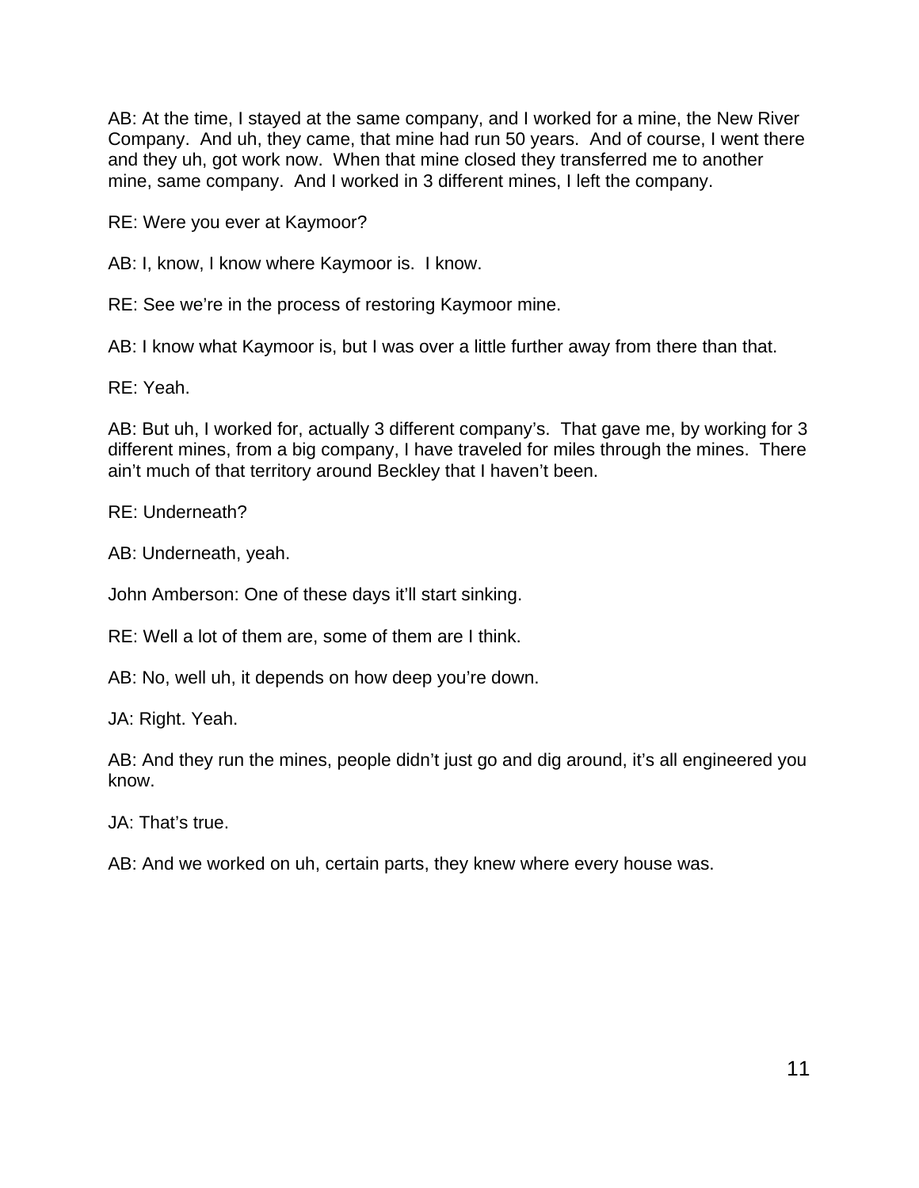AB: At the time, I stayed at the same company, and I worked for a mine, the New River Company. And uh, they came, that mine had run 50 years. And of course, I went there and they uh, got work now. When that mine closed they transferred me to another mine, same company. And I worked in 3 different mines, I left the company.

RE: Were you ever at Kaymoor?

AB: I, know, I know where Kaymoor is. I know.

RE: See we're in the process of restoring Kaymoor mine.

AB: I know what Kaymoor is, but I was over a little further away from there than that.

RE: Yeah.

AB: But uh, I worked for, actually 3 different company's. That gave me, by working for 3 different mines, from a big company, I have traveled for miles through the mines. There ain't much of that territory around Beckley that I haven't been.

RE: Underneath?

AB: Underneath, yeah.

John Amberson: One of these days it'll start sinking.

RE: Well a lot of them are, some of them are I think.

AB: No, well uh, it depends on how deep you're down.

JA: Right. Yeah.

AB: And they run the mines, people didn't just go and dig around, it's all engineered you know.

JA: That's true.

AB: And we worked on uh, certain parts, they knew where every house was.